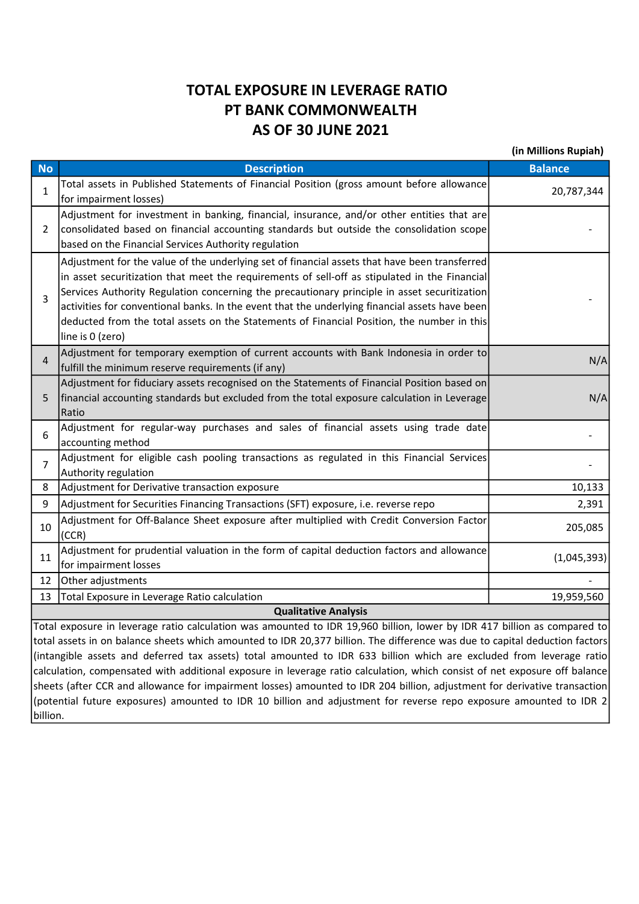# TOTAL EXPOSURE IN LEVERAGE RATIO
# PT BANK COMMONWEALTH
# AS OF 30 JUNE 2021

**(in Millions Rupiah)**

| No | Description | Balance |
|---|---|---|
| 1 | Total assets in Published Statements of Financial Position (gross amount before allowance for impairment losses) | 20,787,344 |
| 2 | Adjustment for investment in banking, financial, insurance, and/or other entities that are consolidated based on financial accounting standards but outside the consolidation scope based on the Financial Services Authority regulation | - |
| 3 | Adjustment for the value of the underlying set of financial assets that have been transferred in asset securitization that meet the requirements of sell-off as stipulated in the Financial Services Authority Regulation concerning the precautionary principle in asset securitization activities for conventional banks. In the event that the underlying financial assets have been deducted from the total assets on the Statements of Financial Position, the number in this line is 0 (zero) | - |
| 4 | Adjustment for temporary exemption of current accounts with Bank Indonesia in order to fulfill the minimum reserve requirements (if any) | N/A |
| 5 | Adjustment for fiduciary assets recognised on the Statements of Financial Position based on financial accounting standards but excluded from the total exposure calculation in Leverage Ratio | N/A |
| 6 | Adjustment for regular-way purchases and sales of financial assets using trade date accounting method | - |
| 7 | Adjustment for eligible cash pooling transactions as regulated in this Financial Services Authority regulation | - |
| 8 | Adjustment for Derivative transaction exposure | 10,133 |
| 9 | Adjustment for Securities Financing Transactions (SFT) exposure, i.e. reverse repo | 2,391 |
| 10 | Adjustment for Off-Balance Sheet exposure after multiplied with Credit Conversion Factor (CCR) | 205,085 |
| 11 | Adjustment for prudential valuation in the form of capital deduction factors and allowance for impairment losses | (1,045,393) |
| 12 | Other adjustments | - |
| 13 | Total Exposure in Leverage Ratio calculation | 19,959,560 |

**Qualitative Analysis**

Total exposure in leverage ratio calculation was amounted to IDR 19,960 billion, lower by IDR 417 billion as compared to total assets in on balance sheets which amounted to IDR 20,377 billion. The difference was due to capital deduction factors (intangible assets and deferred tax assets) total amounted to IDR 633 billion which are excluded from leverage ratio calculation, compensated with additional exposure in leverage ratio calculation, which consist of net exposure off balance sheets (after CCR and allowance for impairment losses) amounted to IDR 204 billion, adjustment for derivative transaction (potential future exposures) amounted to IDR 10 billion and adjustment for reverse repo exposure amounted to IDR 2 billion.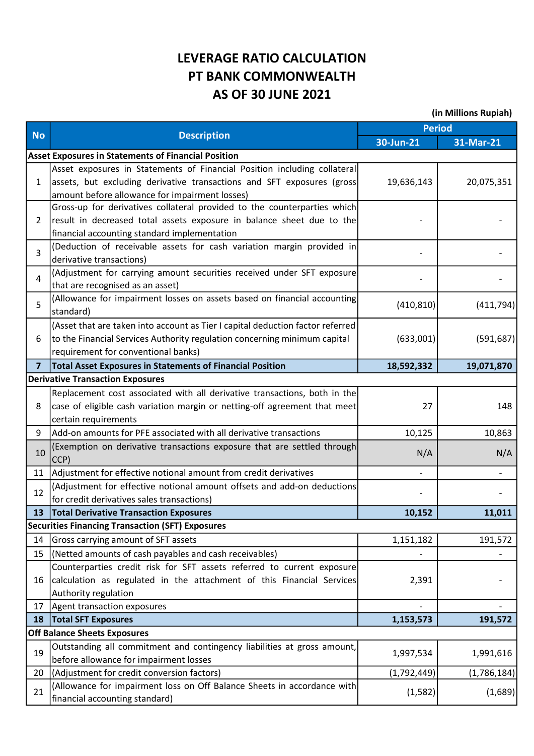# LEVERAGE RATIO CALCULATION
# PT BANK COMMONWEALTH
# AS OF 30 JUNE 2021

(in Millions Rupiah)

| No | Description | Period | |
|---|---|---|---|
| | | 30-Jun-21 | 31-Mar-21 |
| **Asset Exposures in Statements of Financial Position** | | | |
| 1 | Asset exposures in Statements of Financial Position including collateral assets, but excluding derivative transactions and SFT exposures (gross amount before allowance for impairment losses) | 19,636,143 | 20,075,351 |
| 2 | Gross-up for derivatives collateral provided to the counterparties which result in decreased total assets exposure in balance sheet due to the financial accounting standard implementation | - | - |
| 3 | (Deduction of receivable assets for cash variation margin provided in derivative transactions) | - | - |
| 4 | (Adjustment for carrying amount securities received under SFT exposure that are recognised as an asset) | - | - |
| 5 | (Allowance for impairment losses on assets based on financial accounting standard) | (410,810) | (411,794) |
| 6 | (Asset that are taken into account as Tier I capital deduction factor referred to the Financial Services Authority regulation concerning minimum capital requirement for conventional banks) | (633,001) | (591,687) |
| **7** | **Total Asset Exposures in Statements of Financial Position** | **18,592,332** | **19,071,870** |
| **Derivative Transaction Exposures** | | | |
| 8 | Replacement cost associated with all derivative transactions, both in the case of eligible cash variation margin or netting-off agreement that meet certain requirements | 27 | 148 |
| 9 | Add-on amounts for PFE associated with all derivative transactions | 10,125 | 10,863 |
| 10 | (Exemption on derivative transactions exposure that are settled through CCP) | N/A | N/A |
| 11 | Adjustment for effective notional amount from credit derivatives | - | - |
| 12 | (Adjustment for effective notional amount offsets and add-on deductions for credit derivatives sales transactions) | - | - |
| **13** | **Total Derivative Transaction Exposures** | **10,152** | **11,011** |
| **Securities Financing Transaction (SFT) Exposures** | | | |
| 14 | Gross carrying amount of SFT assets | 1,151,182 | 191,572 |
| 15 | (Netted amounts of cash payables and cash receivables) | - | - |
| 16 | Counterparties credit risk for SFT assets referred to current exposure calculation as regulated in the attachment of this Financial Services Authority regulation | 2,391 | - |
| 17 | Agent transaction exposures | - | - |
| **18** | **Total SFT Exposures** | **1,153,573** | **191,572** |
| **Off Balance Sheets Exposures** | | | |
| 19 | Outstanding all commitment and contingency liabilities at gross amount, before allowance for impairment losses | 1,997,534 | 1,991,616 |
| 20 | (Adjustment for credit conversion factors) | (1,792,449) | (1,786,184) |
| 21 | (Allowance for impairment loss on Off Balance Sheets in accordance with financial accounting standard) | (1,582) | (1,689) |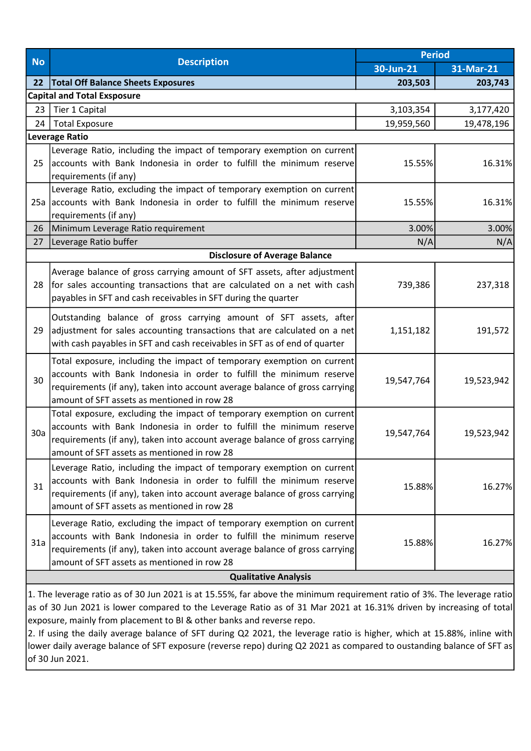| No | Description | Period | |
|---|---|---|---|
| | | 30-Jun-21 | 31-Mar-21 |
| **22** | **Total Off Balance Sheets Exposures** | **203,503** | **203,743** |
| **Capital and Total Exsposure** | | | |
| 23 | Tier 1 Capital | 3,103,354 | 3,177,420 |
| 24 | Total Exposure | 19,959,560 | 19,478,196 |
| **Leverage Ratio** | | | |
| 25 | Leverage Ratio, including the impact of temporary exemption on current accounts with Bank Indonesia in order to fulfill the minimum reserve requirements (if any) | 15.55% | 16.31% |
| 25a | Leverage Ratio, excluding the impact of temporary exemption on current accounts with Bank Indonesia in order to fulfill the minimum reserve requirements (if any) | 15.55% | 16.31% |
| 26 | Minimum Leverage Ratio requirement | 3.00% | 3.00% |
| 27 | Leverage Ratio buffer | N/A | N/A |
| **Disclosure of Average Balance** | | | |
| 28 | Average balance of gross carrying amount of SFT assets, after adjustment for sales accounting transactions that are calculated on a net with cash payables in SFT and cash receivables in SFT during the quarter | 739,386 | 237,318 |
| 29 | Outstanding balance of gross carrying amount of SFT assets, after adjustment for sales accounting transactions that are calculated on a net with cash payables in SFT and cash receivables in SFT as of end of quarter | 1,151,182 | 191,572 |
| 30 | Total exposure, including the impact of temporary exemption on current accounts with Bank Indonesia in order to fulfill the minimum reserve requirements (if any), taken into account average balance of gross carrying amount of SFT assets as mentioned in row 28 | 19,547,764 | 19,523,942 |
| 30a | Total exposure, excluding the impact of temporary exemption on current accounts with Bank Indonesia in order to fulfill the minimum reserve requirements (if any), taken into account average balance of gross carrying amount of SFT assets as mentioned in row 28 | 19,547,764 | 19,523,942 |
| 31 | Leverage Ratio, including the impact of temporary exemption on current accounts with Bank Indonesia in order to fulfill the minimum reserve requirements (if any), taken into account average balance of gross carrying amount of SFT assets as mentioned in row 28 | 15.88% | 16.27% |
| 31a | Leverage Ratio, excluding the impact of temporary exemption on current accounts with Bank Indonesia in order to fulfill the minimum reserve requirements (if any), taken into account average balance of gross carrying amount of SFT assets as mentioned in row 28 | 15.88% | 16.27% |

**Qualitative Analysis**

1. The leverage ratio as of 30 Jun 2021 is at 15.55%, far above the minimum requirement ratio of 3%. The leverage ratio as of 30 Jun 2021 is lower compared to the Leverage Ratio as of 31 Mar 2021 at 16.31% driven by increasing of total exposure, mainly from placement to BI & other banks and reverse repo.
2. If using the daily average balance of SFT during Q2 2021, the leverage ratio is higher, which at 15.88%, inline with lower daily average balance of SFT exposure (reverse repo) during Q2 2021 as compared to oustanding balance of SFT as of 30 Jun 2021.